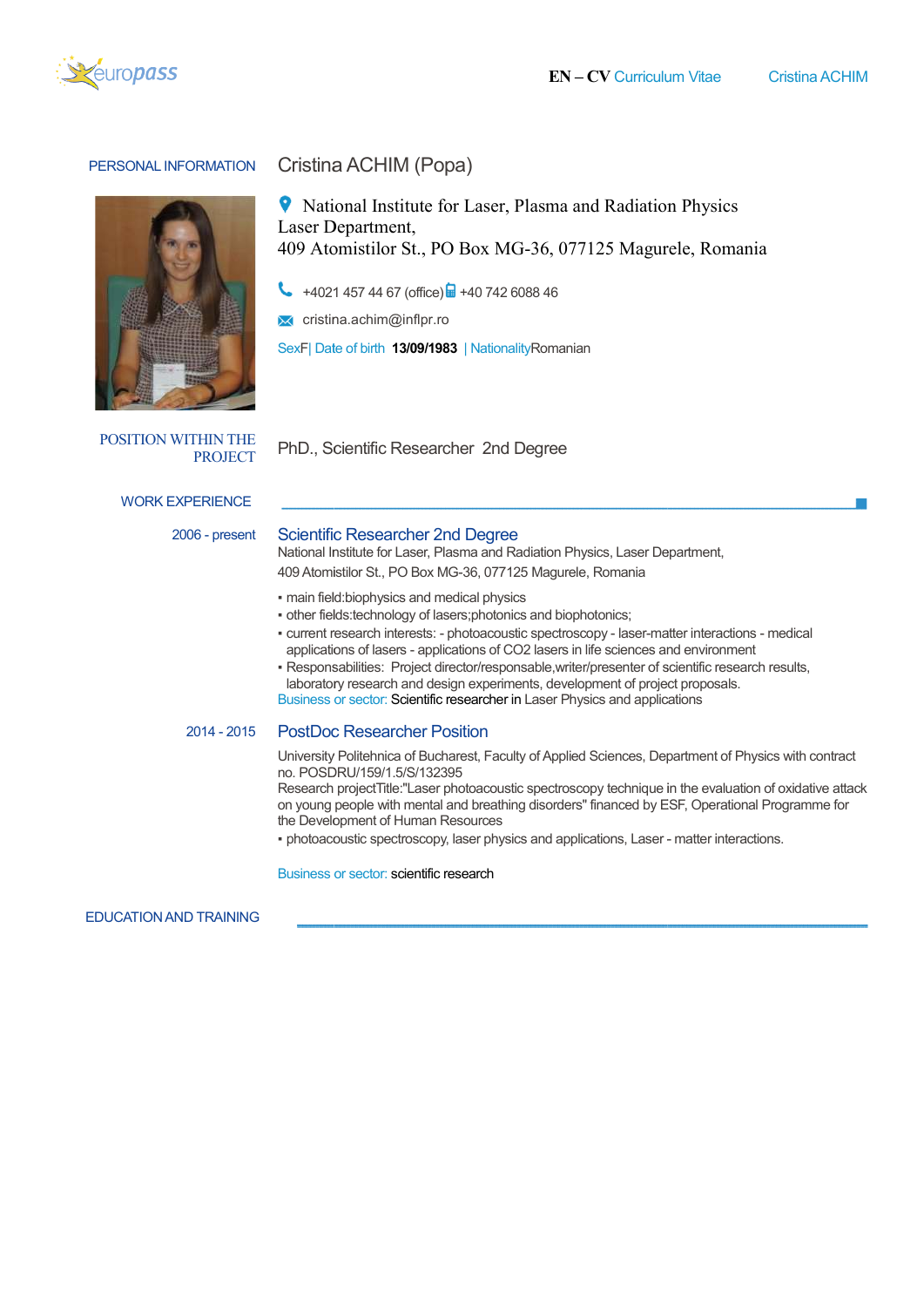# Cristina ACHIM (Popa)

## PERSONAL INFORMATION

National Institute for Laser, Plasma and Radiation Physics
Laser Department,
409 Atomistilor St., PO Box MG-36, 077125 Magurele, Romania

+4021 457 44 67 (office) +40 742 6088 46

cristina.achim@inflpr.ro

SexF| Date of birth **13/09/1983** | NationalityRomanian

## POSITION WITHIN THE PROJECT

PhD., Scientific Researcher 2nd Degree

## WORK EXPERIENCE

**2006 - present**

### Scientific Researcher 2nd Degree

National Institute for Laser, Plasma and Radiation Physics, Laser Department,
409 Atomistilor St., PO Box MG-36, 077125 Magurele, Romania

- main field:biophysics and medical physics
- other fields:technology of lasers;photonics and biophotonics;
- current research interests: - photoacoustic spectroscopy - laser-matter interactions - medical applications of lasers - applications of CO2 lasers in life sciences and environment
- Responsabilities: Project director/responsable,writer/presenter of scientific research results, laboratory research and design experiments, development of project proposals.

Business or sector: Scientific researcher in Laser Physics and applications

**2014 - 2015**

### PostDoc Researcher Position

University Politehnica of Bucharest, Faculty of Applied Sciences, Department of Physics with contract no. POSDRU/159/1.5/S/132395
Research projectTitle:"Laser photoacoustic spectroscopy technique in the evaluation of oxidative attack on young people with mental and breathing disorders" financed by ESF, Operational Programme for the Development of Human Resources

- photoacoustic spectroscopy, laser physics and applications, Laser - matter interactions.

Business or sector: scientific research

## EDUCATION AND TRAINING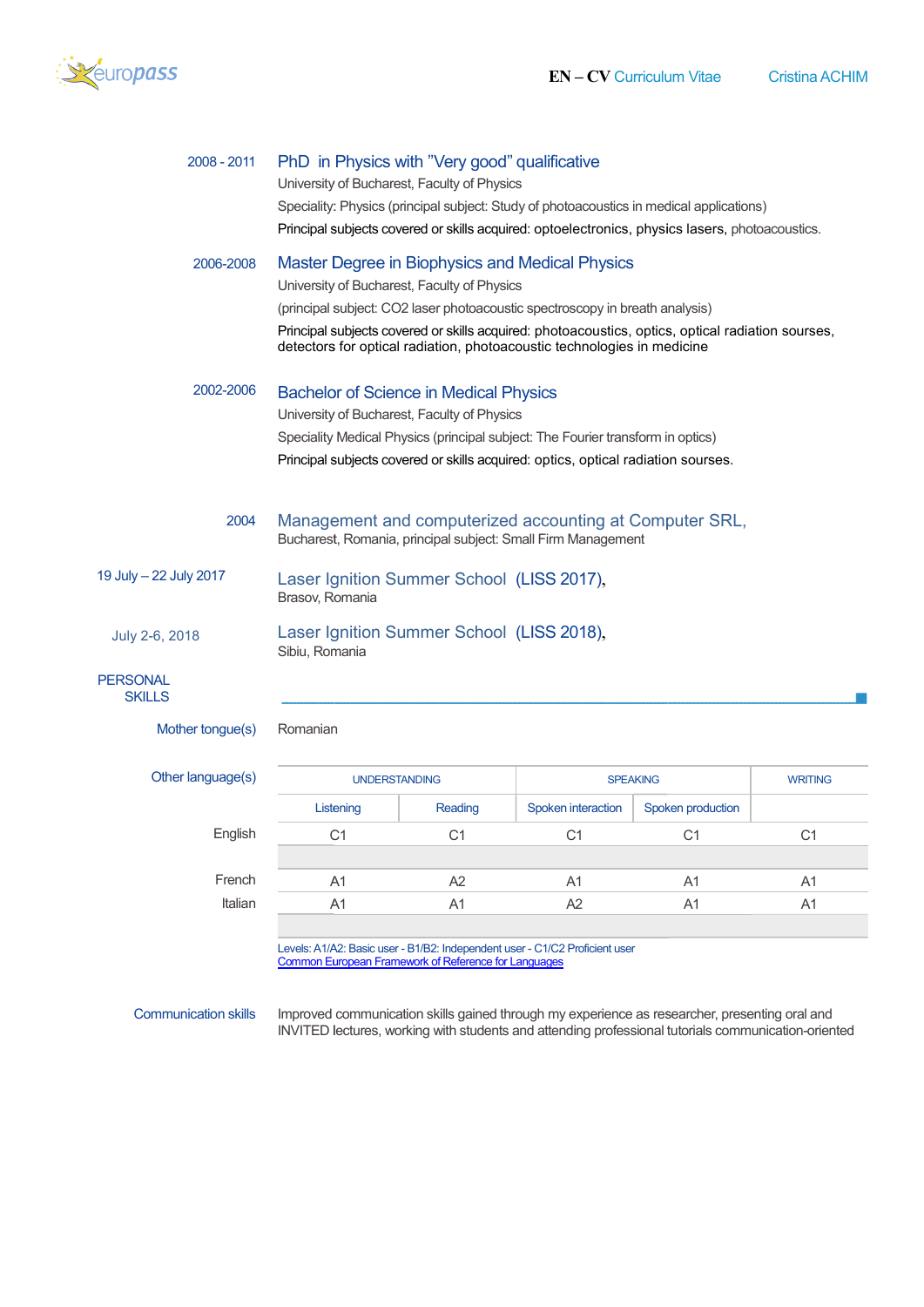**2008 - 2011** — **PhD in Physics with "Very good" qualificative**

University of Bucharest, Faculty of Physics

Speciality: Physics (principal subject: Study of photoacoustics in medical applications)

Principal subjects covered or skills acquired: optoelectronics, physics lasers, photoacoustics.

**2006-2008** — **Master Degree in Biophysics and Medical Physics**

University of Bucharest, Faculty of Physics

(principal subject: $CO_2$ laser photoacoustic spectroscopy in breath analysis)

Principal subjects covered or skills acquired: photoacoustics, optics, optical radiation sourses, detectors for optical radiation, photoacoustic technologies in medicine

**2002-2006** — **Bachelor of Science in Medical Physics**

University of Bucharest, Faculty of Physics

Speciality Medical Physics (principal subject: The Fourier transform in optics)

Principal subjects covered or skills acquired: optics, optical radiation sourses.

**2004** — **Management and computerized accounting at Computer SRL,**

Bucharest, Romania, principal subject: Small Firm Management

**19 July – 22 July 2017** — **Laser Ignition Summer School (LISS 2017),**

Brasov, Romania

**July 2-6, 2018** — **Laser Ignition Summer School (LISS 2018),**

Sibiu, Romania

## PERSONAL SKILLS

**Mother tongue(s)**: Romanian

**Other language(s)**

| | UNDERSTANDING | | SPEAKING | | WRITING |
|---|---|---|---|---|---|
| | Listening | Reading | Spoken interaction | Spoken production | |
| English | C1 | C1 | C1 | C1 | C1 |
| French | A1 | A2 | A1 | A1 | A1 |
| Italian | A1 | A1 | A2 | A1 | A1 |

Levels: A1/A2: Basic user - B1/B2: Independent user - C1/C2 Proficient user
Common European Framework of Reference for Languages

**Communication skills**: Improved communication skills gained through my experience as researcher, presenting oral and INVITED lectures, working with students and attending professional tutorials communication-oriented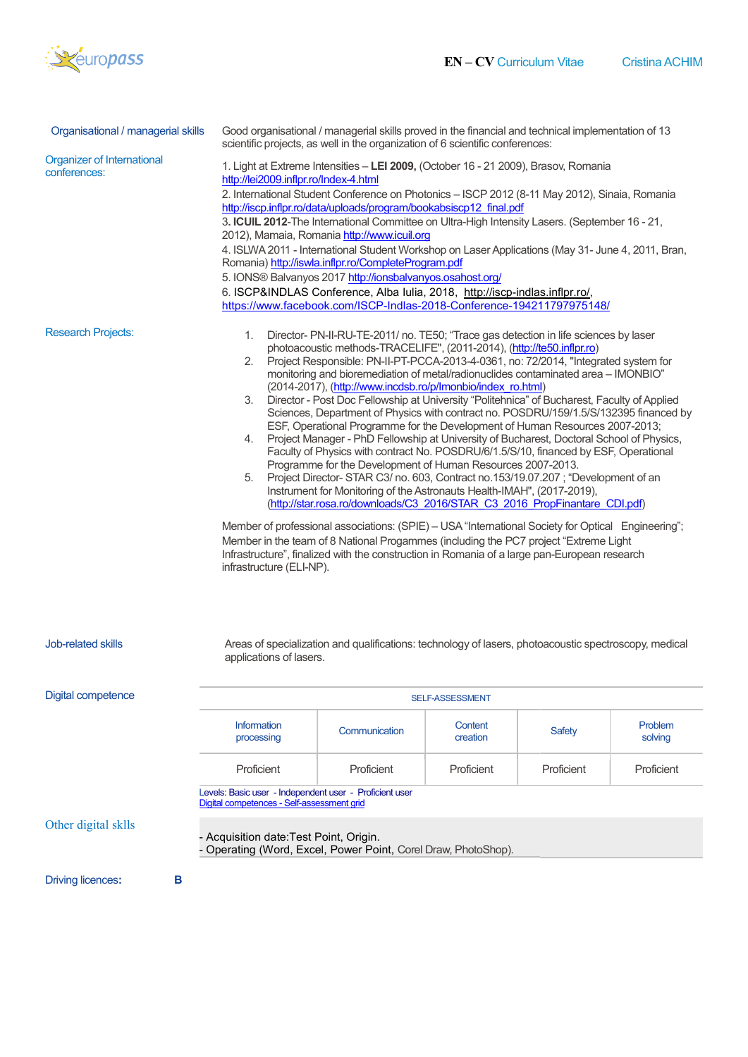**Organisational / managerial skills**

Good organisational / managerial skills proved in the financial and technical implementation of 13 scientific projects, as well in the organization of 6 scientific conferences:

**Organizer of International conferences:**

1. Light at Extreme Intensities – **LEI 2009,** (October 16 - 21 2009), Brasov, Romania http://lei2009.inflpr.ro/Index-4.html
2. International Student Conference on Photonics – ISCP 2012 (8-11 May 2012), Sinaia, Romania http://iscp.inflpr.ro/data/uploads/program/bookabsiscp12_final.pdf
3. **ICUIL 2012**-The International Committee on Ultra-High Intensity Lasers. (September 16 - 21, 2012), Mamaia, Romania http://www.icuil.org
4. ISLWA 2011 - International Student Workshop on Laser Applications (May 31- June 4, 2011, Bran, Romania) http://iswla.inflpr.ro/CompleteProgram.pdf
5. IONS® Balvanyos 2017 http://ionsbalvanyos.osahost.org/
6. ISCP&INDLAS Conference, Alba Iulia, 2018, http://iscp-indlas.inflpr.ro/, https://www.facebook.com/ISCP-Indlas-2018-Conference-194211797975148/

**Research Projects:**

1. Director- PN-II-RU-TE-2011/ no. TE50; "Trace gas detection in life sciences by laser photoacoustic methods-TRACELIFE", (2011-2014), (http://te50.inflpr.ro)
2. Project Responsible: PN-II-PT-PCCA-2013-4-0361, no: 72/2014, "Integrated system for monitoring and bioremediation of metal/radionuclides contaminated area – IMONBIO" (2014-2017), (http://www.incdsb.ro/p/Imonbio/index_ro.html)
3. Director - Post Doc Fellowship at University "Politehnica" of Bucharest, Faculty of Applied Sciences, Department of Physics with contract no. POSDRU/159/1.5/S/132395 financed by ESF, Operational Programme for the Development of Human Resources 2007-2013;
4. Project Manager - PhD Fellowship at University of Bucharest, Doctoral School of Physics, Faculty of Physics with contract No. POSDRU/6/1.5/S/10, financed by ESF, Operational Programme for the Development of Human Resources 2007-2013.
5. Project Director- STAR C3/ no. 603, Contract no.153/19.07.207 ; "Development of an Instrument for Monitoring of the Astronauts Health-IMAH", (2017-2019), (http://star.rosa.ro/downloads/C3_2016/STAR_C3_2016_PropFinantare_CDI.pdf)

Member of professional associations: (SPIE) – USA "International Society for Optical Engineering"; Member in the team of 8 National Progammes (including the PC7 project "Extreme Light Infrastructure", finalized with the construction in Romania of a large pan-European research infrastructure (ELI-NP).

**Job-related skills**

Areas of specialization and qualifications: technology of lasers, photoacoustic spectroscopy, medical applications of lasers.

**Digital competence**

| SELF-ASSESSMENT | | | | |
|---|---|---|---|---|
| Information processing | Communication | Content creation | Safety | Problem solving |
| Proficient | Proficient | Proficient | Proficient | Proficient |

Levels: Basic user - Independent user - Proficient user
Digital competences - Self-assessment grid

**Other digital sklls**

- Acquisition date:Test Point, Origin.
- Operating (Word, Excel, Power Point, Corel Draw, PhotoShop).

**Driving licences:** B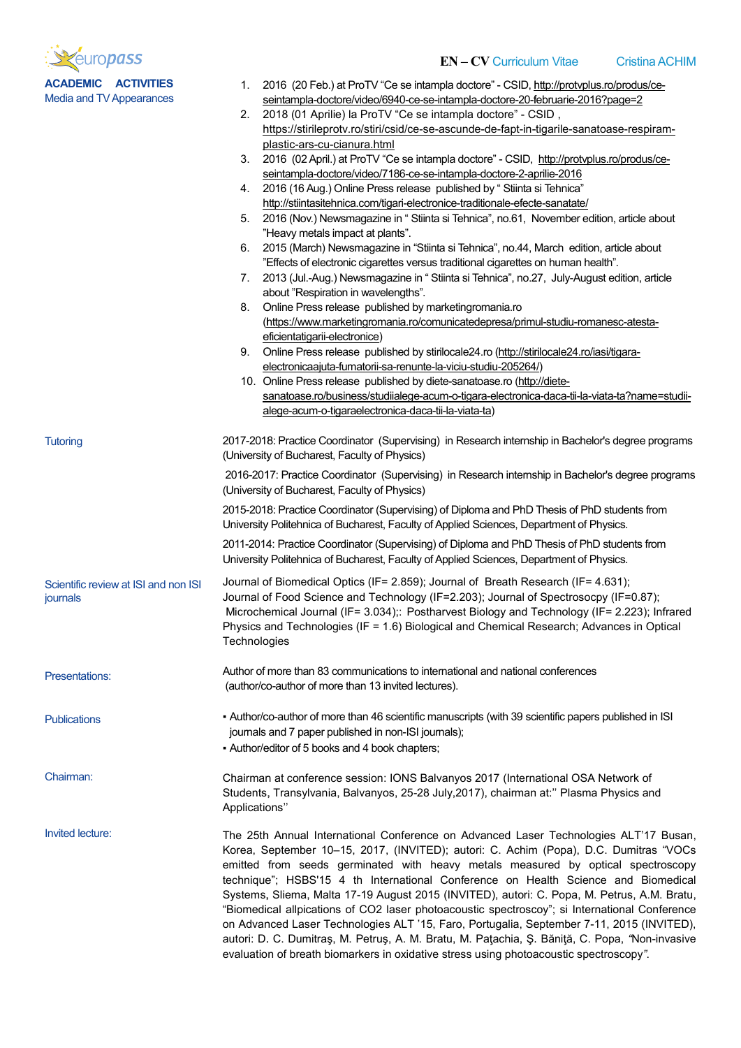## ACADEMIC ACTIVITIES

### Media and TV Appearances

1. 2016 (20 Feb.) at ProTV "Ce se intampla doctore" - CSID, http://protvplus.ro/produs/ce-seintampla-doctore/video/6940-ce-se-intampla-doctore-20-februarie-2016?page=2
2. 2018 (01 Aprilie) la ProTV "Ce se intampla doctore" - CSID , https://stirileprotv.ro/stiri/csid/ce-se-ascunde-de-fapt-in-tigarile-sanatoase-respiram-plastic-ars-cu-cianura.html
3. 2016 (02 April.) at ProTV "Ce se intampla doctore" - CSID, http://protvplus.ro/produs/ce-seintampla-doctore/video/7186-ce-se-intampla-doctore-2-aprilie-2016
4. 2016 (16 Aug.) Online Press release published by " Stiinta si Tehnica" http://stiintasitehnica.com/tigari-electronice-traditionale-efecte-sanatate/
5. 2016 (Nov.) Newsmagazine in " Stiinta si Tehnica", no.61, November edition, article about "Heavy metals impact at plants".
6. 2015 (March) Newsmagazine in "Stiinta si Tehnica", no.44, March edition, article about "Effects of electronic cigarettes versus traditional cigarettes on human health".
7. 2013 (Jul.-Aug.) Newsmagazine in " Stiinta si Tehnica", no.27, July-August edition, article about "Respiration in wavelengths".
8. Online Press release published by marketingromania.ro (https://www.marketingromania.ro/comunicatedepresa/primul-studiu-romanesc-atesta-eficientatigarii-electronice)
9. Online Press release published by stirilocale24.ro (http://stirilocale24.ro/iasi/tigara-electronicaajuta-fumatorii-sa-renunte-la-viciu-studiu-205264/)
10. Online Press release published by diete-sanatoase.ro (http://diete-sanatoase.ro/business/studiialege-acum-o-tigara-electronica-daca-tii-la-viata-ta?name=studii-alege-acum-o-tigaraelectronica-daca-tii-la-viata-ta)

### Tutoring

2017-2018: Practice Coordinator (Supervising) in Research internship in Bachelor's degree programs (University of Bucharest, Faculty of Physics)

2016-2017: Practice Coordinator (Supervising) in Research internship in Bachelor's degree programs (University of Bucharest, Faculty of Physics)

2015-2018: Practice Coordinator (Supervising) of Diploma and PhD Thesis of PhD students from University Politehnica of Bucharest, Faculty of Applied Sciences, Department of Physics.

2011-2014: Practice Coordinator (Supervising) of Diploma and PhD Thesis of PhD students from University Politehnica of Bucharest, Faculty of Applied Sciences, Department of Physics.

### Scientific review at ISI and non ISI journals

Journal of Biomedical Optics (IF= 2.859); Journal of Breath Research (IF= 4.631); Journal of Food Science and Technology (IF=2.203); Journal of Spectrosocpy (IF=0.87); Microchemical Journal (IF= 3.034);: Postharvest Biology and Technology (IF= 2.223); Infrared Physics and Technologies (IF = 1.6) Biological and Chemical Research; Advances in Optical Technologies

### Presentations:

Author of more than 83 communications to international and national conferences (author/co-author of more than 13 invited lectures).

### Publications

- Author/co-author of more than 46 scientific manuscripts (with 39 scientific papers published in ISI journals and 7 paper published in non-ISI journals);
- Author/editor of 5 books and 4 book chapters;

### Chairman:

Chairman at conference session: IONS Balvanyos 2017 (International OSA Network of Students, Transylvania, Balvanyos, 25-28 July,2017), chairman at:'' Plasma Physics and Applications''

### Invited lecture:

The 25th Annual International Conference on Advanced Laser Technologies ALT'17 Busan, Korea, September 10–15, 2017, (INVITED); autori: C. Achim (Popa), D.C. Dumitras "VOCs emitted from seeds germinated with heavy metals measured by optical spectroscopy technique"; HSBS'15 4 th International Conference on Health Science and Biomedical Systems, Sliema, Malta 17-19 August 2015 (INVITED), autori: C. Popa, M. Petrus, A.M. Bratu, "Biomedical allpications of CO2 laser photoacoustic spectroscoy"; si International Conference on Advanced Laser Technologies ALT '15, Faro, Portugalia, September 7-11, 2015 (INVITED), autori: D. C. Dumitraş, M. Petruş, A. M. Bratu, M. Paţachia, Ş. Băniţă, C. Popa, *"Non-invasive evaluation of breath biomarkers in oxidative stress using photoacoustic spectroscopy".*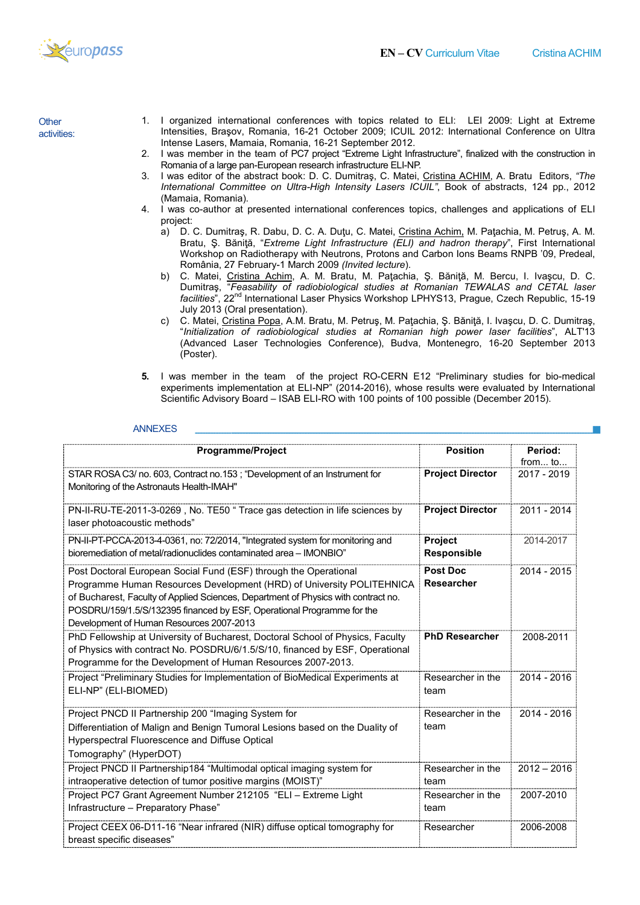**Other activities:**

1. I organized international conferences with topics related to ELI: LEI 2009: Light at Extreme Intensities, Braşov, Romania, 16-21 October 2009; ICUIL 2012: International Conference on Ultra Intense Lasers, Mamaia, Romania, 16-21 September 2012.
2. I was member in the team of PC7 project "Extreme Light Infrastructure", finalized with the construction in Romania of a large pan-European research infrastructure ELI-NP.
3. I was editor of the abstract book: D. C. Dumitraş, C. Matei, Cristina ACHIM, A. Bratu Editors, *"The International Committee on Ultra-High Intensity Lasers ICUIL"*, Book of abstracts, 124 pp., 2012 (Mamaia, Romania).
4. I was co-author at presented international conferences topics, challenges and applications of ELI project:
   a) D. C. Dumitraş, R. Dabu, D. C. A. Duţu, C. Matei, Cristina Achim, M. Paţachia, M. Petruş, A. M. Bratu, Ş. Băniţă, "*Extreme Light Infrastructure (ELI) and hadron therapy*", First International Workshop on Radiotherapy with Neutrons, Protons and Carbon Ions Beams RNPB '09, Predeal, România, 27 February-1 March 2009 *(Invited lecture)*.
   b) C. Matei, Cristina Achim, A. M. Bratu, M. Paţachia, Ş. Băniţă, M. Bercu, I. Ivaşcu, D. C. Dumitraş, "*Feasability of radiobiological studies at Romanian TEWALAS and CETAL laser facilities*", 22nd International Laser Physics Workshop LPHYS13, Prague, Czech Republic, 15-19 July 2013 (Oral presentation).
   c) C. Matei, Cristina Popa, A.M. Bratu, M. Petruş, M. Paţachia, Ş. Băniţă, I. Ivaşcu, D. C. Dumitraş, "*Initialization of radiobiological studies at Romanian high power laser facilities*", ALT'13 (Advanced Laser Technologies Conference), Budva, Montenegro, 16-20 September 2013 (Poster).

5. I was member in the team of the project RO-CERN E12 "Preliminary studies for bio-medical experiments implementation at ELI-NP" (2014-2016), whose results were evaluated by International Scientific Advisory Board – ISAB ELI-RO with 100 points of 100 possible (December 2015).

## ANNEXES

| Programme/Project | Position | Period: from... to... |
|---|---|---|
| STAR ROSA C3/ no. 603, Contract no.153 ; "Development of an Instrument for Monitoring of the Astronauts Health-IMAH" | **Project Director** | 2017 - 2019 |
| PN-II-RU-TE-2011-3-0269 , No. TE50 " Trace gas detection in life sciences by laser photoacoustic methods" | **Project Director** | 2011 - 2014 |
| PN-II-PT-PCCA-2013-4-0361, no: 72/2014, "Integrated system for monitoring and bioremediation of metal/radionuclides contaminated area – IMONBIO" | **Project Responsible** | 2014-2017 |
| Post Doctoral European Social Fund (ESF) through the Operational Programme Human Resources Development (HRD) of University POLITEHNICA of Bucharest, Faculty of Applied Sciences, Department of Physics with contract no. POSDRU/159/1.5/S/132395 financed by ESF, Operational Programme for the Development of Human Resources 2007-2013 | **Post Doc Researcher** | 2014 - 2015 |
| PhD Fellowship at University of Bucharest, Doctoral School of Physics, Faculty of Physics with contract No. POSDRU/6/1.5/S/10, financed by ESF, Operational Programme for the Development of Human Resources 2007-2013. | **PhD Researcher** | 2008-2011 |
| Project "Preliminary Studies for Implementation of BioMedical Experiments at ELI-NP" (ELI-BIOMED) | Researcher in the team | 2014 - 2016 |
| Project PNCD II Partnership 200 "Imaging System for Differentiation of Malign and Benign Tumoral Lesions based on the Duality of Hyperspectral Fluorescence and Diffuse Optical Tomography" (HyperDOT) | Researcher in the team | 2014 - 2016 |
| Project PNCD II Partnership184 "Multimodal optical imaging system for intraoperative detection of tumor positive margins (MOIST)" | Researcher in the team | 2012 – 2016 |
| Project PC7 Grant Agreement Number 212105 "ELI – Extreme Light Infrastructure – Preparatory Phase" | Researcher in the team | 2007-2010 |
| Project CEEX 06-D11-16 "Near infrared (NIR) diffuse optical tomography for breast specific diseases" | Researcher | 2006-2008 |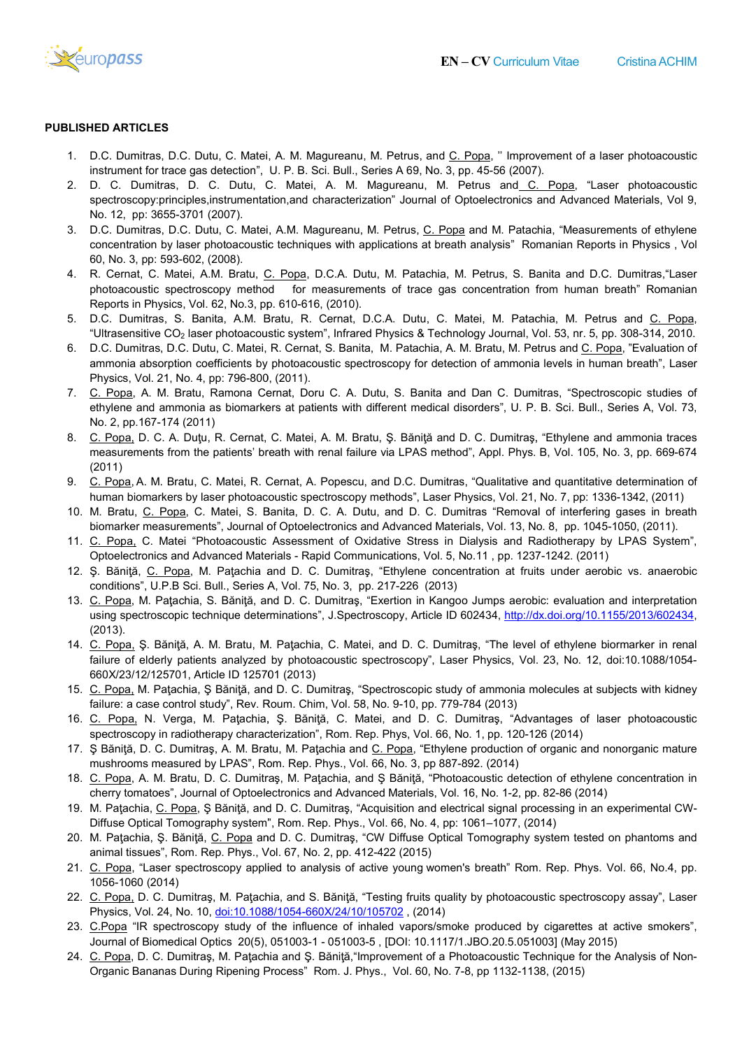**PUBLISHED ARTICLES**

1. D.C. Dumitras, D.C. Dutu, C. Matei, A. M. Magureanu, M. Petrus, and C. Popa, '' Improvement of a laser photoacoustic instrument for trace gas detection", U. P. B. Sci. Bull., Series A 69, No. 3, pp. 45-56 (2007).
2. D. C. Dumitras, D. C. Dutu, C. Matei, A. M. Magureanu, M. Petrus and C. Popa, "Laser photoacoustic spectroscopy:principles,instrumentation,and characterization" Journal of Optoelectronics and Advanced Materials, Vol 9, No. 12, pp: 3655-3701 (2007).
3. D.C. Dumitras, D.C. Dutu, C. Matei, A.M. Magureanu, M. Petrus, C. Popa and M. Patachia, "Measurements of ethylene concentration by laser photoacoustic techniques with applications at breath analysis" Romanian Reports in Physics , Vol 60, No. 3, pp: 593-602, (2008).
4. R. Cernat, C. Matei, A.M. Bratu, C. Popa, D.C.A. Dutu, M. Patachia, M. Petrus, S. Banita and D.C. Dumitras,"Laser photoacoustic spectroscopy method for measurements of trace gas concentration from human breath" Romanian Reports in Physics, Vol. 62, No.3, pp. 610-616, (2010).
5. D.C. Dumitras, S. Banita, A.M. Bratu, R. Cernat, D.C.A. Dutu, C. Matei, M. Patachia, M. Petrus and C. Popa, "Ultrasensitive $CO_2$ laser photoacoustic system", Infrared Physics & Technology Journal, Vol. 53, nr. 5, pp. 308-314, 2010.
6. D.C. Dumitras, D.C. Dutu, C. Matei, R. Cernat, S. Banita, M. Patachia, A. M. Bratu, M. Petrus and C. Popa, "Evaluation of ammonia absorption coefficients by photoacoustic spectroscopy for detection of ammonia levels in human breath", Laser Physics, Vol. 21, No. 4, pp: 796-800, (2011).
7. C. Popa, A. M. Bratu, Ramona Cernat, Doru C. A. Dutu, S. Banita and Dan C. Dumitras, "Spectroscopic studies of ethylene and ammonia as biomarkers at patients with different medical disorders", U. P. B. Sci. Bull., Series A, Vol. 73, No. 2, pp.167-174 (2011)
8. C. Popa, D. C. A. Duţu, R. Cernat, C. Matei, A. M. Bratu, Ş. Băniţă and D. C. Dumitraş, "Ethylene and ammonia traces measurements from the patients' breath with renal failure via LPAS method", Appl. Phys. B, Vol. 105, No. 3, pp. 669-674 (2011)
9. C. Popa, A. M. Bratu, C. Matei, R. Cernat, A. Popescu, and D.C. Dumitras, "Qualitative and quantitative determination of human biomarkers by laser photoacoustic spectroscopy methods", Laser Physics, Vol. 21, No. 7, pp: 1336-1342, (2011)
10. M. Bratu, C. Popa, C. Matei, S. Banita, D. C. A. Dutu, and D. C. Dumitras "Removal of interfering gases in breath biomarker measurements", Journal of Optoelectronics and Advanced Materials, Vol. 13, No. 8, pp. 1045-1050, (2011).
11. C. Popa, C. Matei "Photoacoustic Assessment of Oxidative Stress in Dialysis and Radiotherapy by LPAS System", Optoelectronics and Advanced Materials - Rapid Communications, Vol. 5, No.11 , pp. 1237-1242. (2011)
12. Ş. Băniţă, C. Popa, M. Paţachia and D. C. Dumitraş, "Ethylene concentration at fruits under aerobic vs. anaerobic conditions", U.P.B Sci. Bull., Series A, Vol. 75, No. 3, pp. 217-226 (2013)
13. C. Popa, M. Paţachia, S. Băniţă, and D. C. Dumitraş, "Exertion in Kangoo Jumps aerobic: evaluation and interpretation using spectroscopic technique determinations", J.Spectroscopy, Article ID 602434, http://dx.doi.org/10.1155/2013/602434, (2013).
14. C. Popa, Ş. Băniţă, A. M. Bratu, M. Paţachia, C. Matei, and D. C. Dumitraş, "The level of ethylene biormarker in renal failure of elderly patients analyzed by photoacoustic spectroscopy", Laser Physics, Vol. 23, No. 12, doi:10.1088/1054-660X/23/12/125701, Article ID 125701 (2013)
15. C. Popa, M. Paţachia, Ş Băniţă, and D. C. Dumitraş, "Spectroscopic study of ammonia molecules at subjects with kidney failure: a case control study", Rev. Roum. Chim, Vol. 58, No. 9-10, pp. 779-784 (2013)
16. C. Popa, N. Verga, M. Paţachia, Ş. Băniţă, C. Matei, and D. C. Dumitraş, "Advantages of laser photoacoustic spectroscopy in radiotherapy characterization", Rom. Rep. Phys, Vol. 66, No. 1, pp. 120-126 (2014)
17. Ş Băniţă, D. C. Dumitraş, A. M. Bratu, M. Paţachia and C. Popa, "Ethylene production of organic and nonorganic mature mushrooms measured by LPAS", Rom. Rep. Phys., Vol. 66, No. 3, pp 887-892. (2014)
18. C. Popa, A. M. Bratu, D. C. Dumitraş, M. Paţachia, and Ş Băniţă, "Photoacoustic detection of ethylene concentration in cherry tomatoes", Journal of Optoelectronics and Advanced Materials, Vol. 16, No. 1-2, pp. 82-86 (2014)
19. M. Paţachia, C. Popa, Ş Băniţă, and D. C. Dumitraş, "Acquisition and electrical signal processing in an experimental CW-Diffuse Optical Tomography system", Rom. Rep. Phys., Vol. 66, No. 4, pp: 1061–1077, (2014)
20. M. Paţachia, Ş. Băniţă, C. Popa and D. C. Dumitraş, "CW Diffuse Optical Tomography system tested on phantoms and animal tissues", Rom. Rep. Phys., Vol. 67, No. 2, pp. 412-422 (2015)
21. C. Popa, "Laser spectroscopy applied to analysis of active young women's breath" Rom. Rep. Phys. Vol. 66, No.4, pp. 1056-1060 (2014)
22. C. Popa, D. C. Dumitraş, M. Paţachia, and S. Băniţă, "Testing fruits quality by photoacoustic spectroscopy assay", Laser Physics, Vol. 24, No. 10, doi:10.1088/1054-660X/24/10/105702 , (2014)
23. C.Popa "IR spectroscopy study of the influence of inhaled vapors/smoke produced by cigarettes at active smokers", Journal of Biomedical Optics 20(5), 051003-1 - 051003-5 , [DOI: 10.1117/1.JBO.20.5.051003] (May 2015)
24. C. Popa, D. C. Dumitraş, M. Paţachia and Ş. Băniţă,"Improvement of a Photoacoustic Technique for the Analysis of Non-Organic Bananas During Ripening Process" Rom. J. Phys., Vol. 60, No. 7-8, pp 1132-1138, (2015)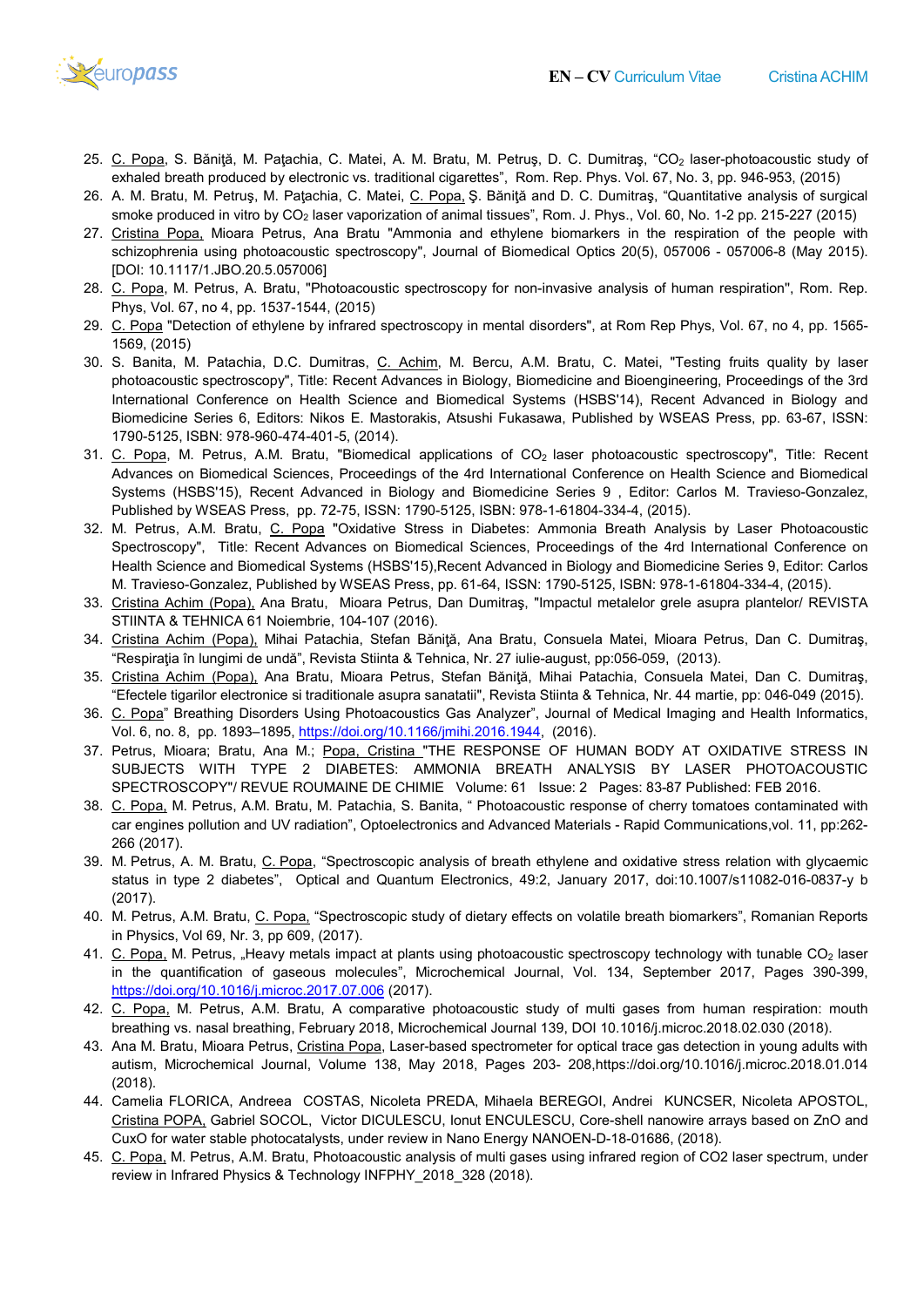25. C. Popa, S. Băniţă, M. Paţachia, C. Matei, A. M. Bratu, M. Petruş, D. C. Dumitraş, “$CO_2$ laser-photoacoustic study of exhaled breath produced by electronic vs. traditional cigarettes”, Rom. Rep. Phys. Vol. 67, No. 3, pp. 946-953, (2015)
26. A. M. Bratu, M. Petruş, M. Paţachia, C. Matei, C. Popa, Ş. Băniţă and D. C. Dumitraş, “Quantitative analysis of surgical smoke produced in vitro by $CO_2$ laser vaporization of animal tissues”, Rom. J. Phys., Vol. 60, No. 1-2 pp. 215-227 (2015)
27. Cristina Popa, Mioara Petrus, Ana Bratu "Ammonia and ethylene biomarkers in the respiration of the people with schizophrenia using photoacoustic spectroscopy", Journal of Biomedical Optics 20(5), 057006 - 057006-8 (May 2015). [DOI: 10.1117/1.JBO.20.5.057006]
28. C. Popa, M. Petrus, A. Bratu, "Photoacoustic spectroscopy for non-invasive analysis of human respiration", Rom. Rep. Phys, Vol. 67, no 4, pp. 1537-1544, (2015)
29. C. Popa "Detection of ethylene by infrared spectroscopy in mental disorders", at Rom Rep Phys, Vol. 67, no 4, pp. 1565-1569, (2015)
30. S. Banita, M. Patachia, D.C. Dumitras, C. Achim, M. Bercu, A.M. Bratu, C. Matei, "Testing fruits quality by laser photoacoustic spectroscopy", Title: Recent Advances in Biology, Biomedicine and Bioengineering, Proceedings of the 3rd International Conference on Health Science and Biomedical Systems (HSBS'14), Recent Advanced in Biology and Biomedicine Series 6, Editors: Nikos E. Mastorakis, Atsushi Fukasawa, Published by WSEAS Press, pp. 63-67, ISSN: 1790-5125, ISBN: 978-960-474-401-5, (2014).
31. C. Popa, M. Petrus, A.M. Bratu, "Biomedical applications of $CO_2$ laser photoacoustic spectroscopy", Title: Recent Advances on Biomedical Sciences, Proceedings of the 4rd International Conference on Health Science and Biomedical Systems (HSBS'15), Recent Advanced in Biology and Biomedicine Series 9 , Editor: Carlos M. Travieso-Gonzalez, Published by WSEAS Press, pp. 72-75, ISSN: 1790-5125, ISBN: 978-1-61804-334-4, (2015).
32. M. Petrus, A.M. Bratu, C. Popa "Oxidative Stress in Diabetes: Ammonia Breath Analysis by Laser Photoacoustic Spectroscopy", Title: Recent Advances on Biomedical Sciences, Proceedings of the 4rd International Conference on Health Science and Biomedical Systems (HSBS'15),Recent Advanced in Biology and Biomedicine Series 9, Editor: Carlos M. Travieso-Gonzalez, Published by WSEAS Press, pp. 61-64, ISSN: 1790-5125, ISBN: 978-1-61804-334-4, (2015).
33. Cristina Achim (Popa), Ana Bratu, Mioara Petrus, Dan Dumitraş, "Impactul metalelor grele asupra plantelor/ REVISTA STIINTA & TEHNICA 61 Noiembrie, 104-107 (2016).
34. Cristina Achim (Popa), Mihai Patachia, Stefan Băniţă, Ana Bratu, Consuela Matei, Mioara Petrus, Dan C. Dumitraş, “Respiraţia în lungimi de undă”, Revista Stiinta & Tehnica, Nr. 27 iulie-august, pp:056-059, (2013).
35. Cristina Achim (Popa), Ana Bratu, Mioara Petrus, Stefan Băniţă, Mihai Patachia, Consuela Matei, Dan C. Dumitraş, “Efectele tigarilor electronice si traditionale asupra sanatatii", Revista Stiinta & Tehnica, Nr. 44 martie, pp: 046-049 (2015).
36. C. Popa” Breathing Disorders Using Photoacoustics Gas Analyzer”, Journal of Medical Imaging and Health Informatics, Vol. 6, no. 8, pp. 1893–1895, https://doi.org/10.1166/jmihi.2016.1944, (2016).
37. Petrus, Mioara; Bratu, Ana M.; Popa, Cristina "THE RESPONSE OF HUMAN BODY AT OXIDATIVE STRESS IN SUBJECTS WITH TYPE 2 DIABETES: AMMONIA BREATH ANALYSIS BY LASER PHOTOACOUSTIC SPECTROSCOPY"/ REVUE ROUMAINE DE CHIMIE Volume: 61 Issue: 2 Pages: 83-87 Published: FEB 2016.
38. C. Popa, M. Petrus, A.M. Bratu, M. Patachia, S. Banita, “ Photoacoustic response of cherry tomatoes contaminated with car engines pollution and UV radiation”, Optoelectronics and Advanced Materials - Rapid Communications,vol. 11, pp:262-266 (2017).
39. M. Petrus, A. M. Bratu, C. Popa, “Spectroscopic analysis of breath ethylene and oxidative stress relation with glycaemic status in type 2 diabetes”, Optical and Quantum Electronics, 49:2, January 2017, doi:10.1007/s11082-016-0837-y b (2017).
40. M. Petrus, A.M. Bratu, C. Popa, “Spectroscopic study of dietary effects on volatile breath biomarkers”, Romanian Reports in Physics, Vol 69, Nr. 3, pp 609, (2017).
41. C. Popa, M. Petrus, „Heavy metals impact at plants using photoacoustic spectroscopy technology with tunable $CO_2$ laser in the quantification of gaseous molecules”, Microchemical Journal, Vol. 134, September 2017, Pages 390-399, https://doi.org/10.1016/j.microc.2017.07.006 (2017).
42. C. Popa, M. Petrus, A.M. Bratu, A comparative photoacoustic study of multi gases from human respiration: mouth breathing vs. nasal breathing, February 2018, Microchemical Journal 139, DOI 10.1016/j.microc.2018.02.030 (2018).
43. Ana M. Bratu, Mioara Petrus, Cristina Popa, Laser-based spectrometer for optical trace gas detection in young adults with autism, Microchemical Journal, Volume 138, May 2018, Pages 203- 208,https://doi.org/10.1016/j.microc.2018.01.014 (2018).
44. Camelia FLORICA, Andreea COSTAS, Nicoleta PREDA, Mihaela BEREGOI, Andrei KUNCSER, Nicoleta APOSTOL, Cristina POPA, Gabriel SOCOL, Victor DICULESCU, Ionut ENCULESCU, Core-shell nanowire arrays based on ZnO and CuxO for water stable photocatalysts, under review in Nano Energy NANOEN-D-18-01686, (2018).
45. C. Popa, M. Petrus, A.M. Bratu, Photoacoustic analysis of multi gases using infrared region of CO2 laser spectrum, under review in Infrared Physics & Technology INFPHY_2018_328 (2018).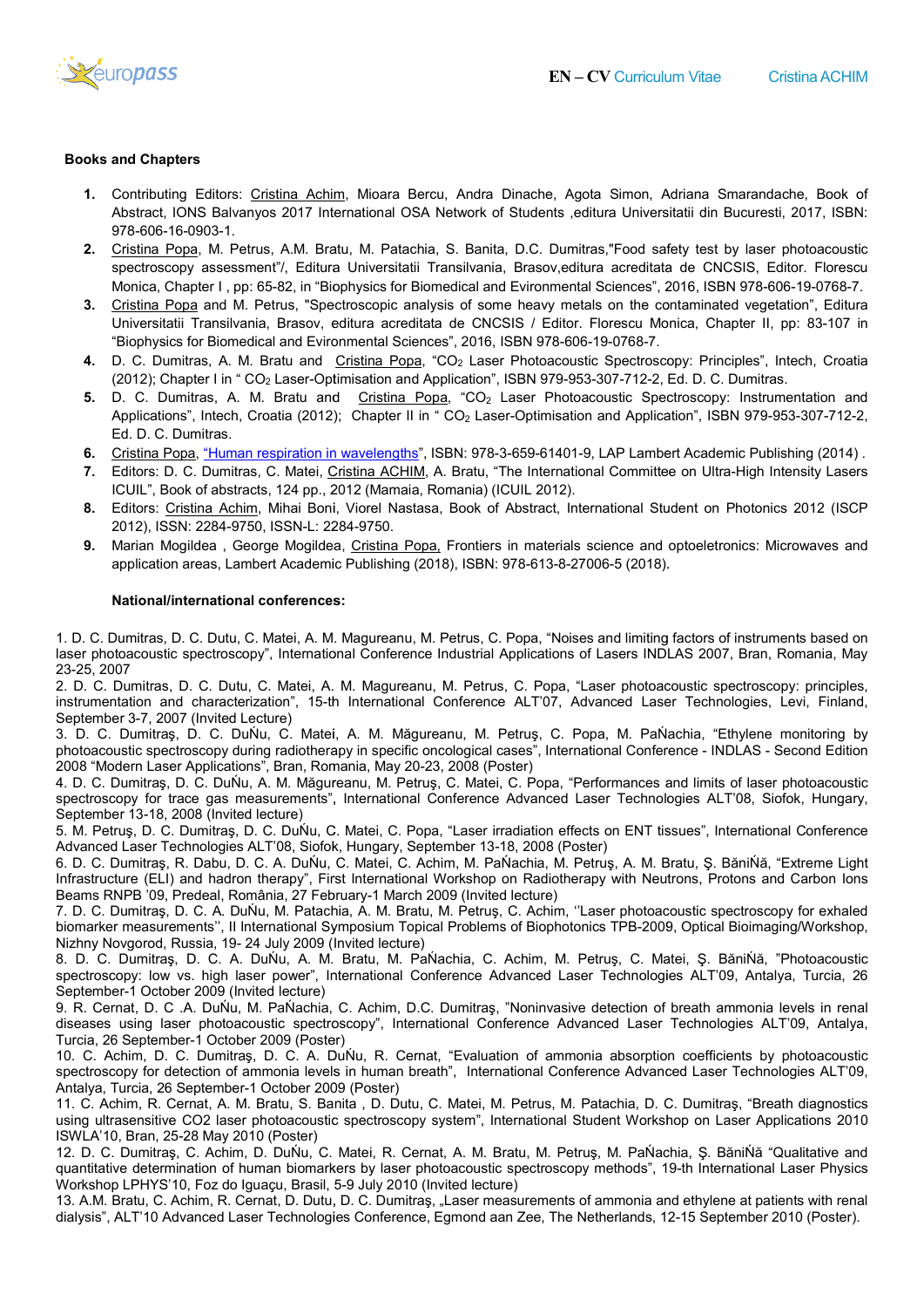**Books and Chapters**

1. Contributing Editors: Cristina Achim, Mioara Bercu, Andra Dinache, Agota Simon, Adriana Smarandache, Book of Abstract, IONS Balvanyos 2017 International OSA Network of Students ,editura Universitatii din Bucuresti, 2017, ISBN: 978-606-16-0903-1.
2. Cristina Popa, M. Petrus, A.M. Bratu, M. Patachia, S. Banita, D.C. Dumitras,"Food safety test by laser photoacoustic spectroscopy assessment"/, Editura Universitatii Transilvania, Brasov,editura acreditata de CNCSIS, Editor. Florescu Monica, Chapter I , pp: 65-82, in "Biophysics for Biomedical and Evironmental Sciences", 2016, ISBN 978-606-19-0768-7.
3. Cristina Popa and M. Petrus, "Spectroscopic analysis of some heavy metals on the contaminated vegetation", Editura Universitatii Transilvania, Brasov, editura acreditata de CNCSIS / Editor. Florescu Monica, Chapter II, pp: 83-107 in "Biophysics for Biomedical and Evironmental Sciences", 2016, ISBN 978-606-19-0768-7.
4. D. C. Dumitras, A. M. Bratu and Cristina Popa, "$CO_2$ Laser Photoacoustic Spectroscopy: Principles", Intech, Croatia (2012); Chapter I in " $CO_2$ Laser-Optimisation and Application", ISBN 979-953-307-712-2, Ed. D. C. Dumitras.
5. D. C. Dumitras, A. M. Bratu and Cristina Popa, "$CO_2$ Laser Photoacoustic Spectroscopy: Instrumentation and Applications", Intech, Croatia (2012); Chapter II in " $CO_2$ Laser-Optimisation and Application", ISBN 979-953-307-712-2, Ed. D. C. Dumitras.
6. Cristina Popa, "Human respiration in wavelengths", ISBN: 978-3-659-61401-9, LAP Lambert Academic Publishing (2014) .
7. Editors: D. C. Dumitras, C. Matei, Cristina ACHIM, A. Bratu, "The International Committee on Ultra-High Intensity Lasers ICUIL", Book of abstracts, 124 pp., 2012 (Mamaia, Romania) (ICUIL 2012).
8. Editors: Cristina Achim, Mihai Boni, Viorel Nastasa, Book of Abstract, International Student on Photonics 2012 (ISCP 2012), ISSN: 2284-9750, ISSN-L: 2284-9750.
9. Marian Mogildea , George Mogildea, Cristina Popa, Frontiers in materials science and optoeletronics: Microwaves and application areas, Lambert Academic Publishing (2018), ISBN: 978-613-8-27006-5 (2018).

**National/international conferences:**

1. D. C. Dumitras, D. C. Dutu, C. Matei, A. M. Magureanu, M. Petrus, C. Popa, "Noises and limiting factors of instruments based on laser photoacoustic spectroscopy", International Conference Industrial Applications of Lasers INDLAS 2007, Bran, Romania, May 23-25, 2007
2. D. C. Dumitras, D. C. Dutu, C. Matei, A. M. Magureanu, M. Petrus, C. Popa, "Laser photoacoustic spectroscopy: principles, instrumentation and characterization", 15-th International Conference ALT'07, Advanced Laser Technologies, Levi, Finland, September 3-7, 2007 (Invited Lecture)
3. D. C. Dumitraş, D. C. DuŃu, C. Matei, A. M. Măgureanu, M. Petruş, C. Popa, M. PaŃachia, "Ethylene monitoring by photoacoustic spectroscopy during radiotherapy in specific oncological cases", International Conference - INDLAS - Second Edition 2008 "Modern Laser Applications", Bran, Romania, May 20-23, 2008 (Poster)
4. D. C. Dumitraş, D. C. DuŃu, A. M. Măgureanu, M. Petruş, C. Matei, C. Popa, "Performances and limits of laser photoacoustic spectroscopy for trace gas measurements", International Conference Advanced Laser Technologies ALT'08, Siofok, Hungary, September 13-18, 2008 (Invited lecture)
5. M. Petruş, D. C. Dumitraş, D. C. DuŃu, C. Matei, C. Popa, "Laser irradiation effects on ENT tissues", International Conference Advanced Laser Technologies ALT'08, Siofok, Hungary, September 13-18, 2008 (Poster)
6. D. C. Dumitraş, R. Dabu, D. C. A. DuŃu, C. Matei, C. Achim, M. PaŃachia, M. Petruş, A. M. Bratu, Ş. BăniŃă, "Extreme Light Infrastructure (ELI) and hadron therapy", First International Workshop on Radiotherapy with Neutrons, Protons and Carbon Ions Beams RNPB '09, Predeal, România, 27 February-1 March 2009 (Invited lecture)
7. D. C. Dumitraş, D. C. A. DuŃu, M. Patachia, A. M. Bratu, M. Petruş, C. Achim, ''Laser photoacoustic spectroscopy for exhaled biomarker measurements'', II International Symposium Topical Problems of Biophotonics TPB-2009, Optical Bioimaging/Workshop, Nizhny Novgorod, Russia, 19- 24 July 2009 (Invited lecture)
8. D. C. Dumitraş, D. C. A. DuŃu, A. M. Bratu, M. PaŃachia, C. Achim, M. Petruş, C. Matei, Ş. BăniŃă, "Photoacoustic spectroscopy: low vs. high laser power", International Conference Advanced Laser Technologies ALT'09, Antalya, Turcia, 26 September-1 October 2009 (Invited lecture)
9. R. Cernat, D. C .A. DuŃu, M. PaŃachia, C. Achim, D.C. Dumitraş, "Noninvasive detection of breath ammonia levels in renal diseases using laser photoacoustic spectroscopy", International Conference Advanced Laser Technologies ALT'09, Antalya, Turcia, 26 September-1 October 2009 (Poster)
10. C. Achim, D. C. Dumitraş, D. C. A. DuŃu, R. Cernat, "Evaluation of ammonia absorption coefficients by photoacoustic spectroscopy for detection of ammonia levels in human breath", International Conference Advanced Laser Technologies ALT'09, Antalya, Turcia, 26 September-1 October 2009 (Poster)
11. C. Achim, R. Cernat, A. M. Bratu, S. Banita , D. Dutu, C. Matei, M. Petrus, M. Patachia, D. C. Dumitraş, "Breath diagnostics using ultrasensitive CO2 laser photoacoustic spectroscopy system", International Student Workshop on Laser Applications 2010 ISWLA'10, Bran, 25-28 May 2010 (Poster)
12. D. C. Dumitraş, C. Achim, D. DuŃu, C. Matei, R. Cernat, A. M. Bratu, M. Petruş, M. PaŃachia, Ş. BăniŃă "Qualitative and quantitative determination of human biomarkers by laser photoacoustic spectroscopy methods", 19-th International Laser Physics Workshop LPHYS'10, Foz do Iguaçu, Brasil, 5-9 July 2010 (Invited lecture)
13. A.M. Bratu, C. Achim, R. Cernat, D. Dutu, D. C. Dumitraş, „Laser measurements of ammonia and ethylene at patients with renal dialysis", ALT'10 Advanced Laser Technologies Conference, Egmond aan Zee, The Netherlands, 12-15 September 2010 (Poster).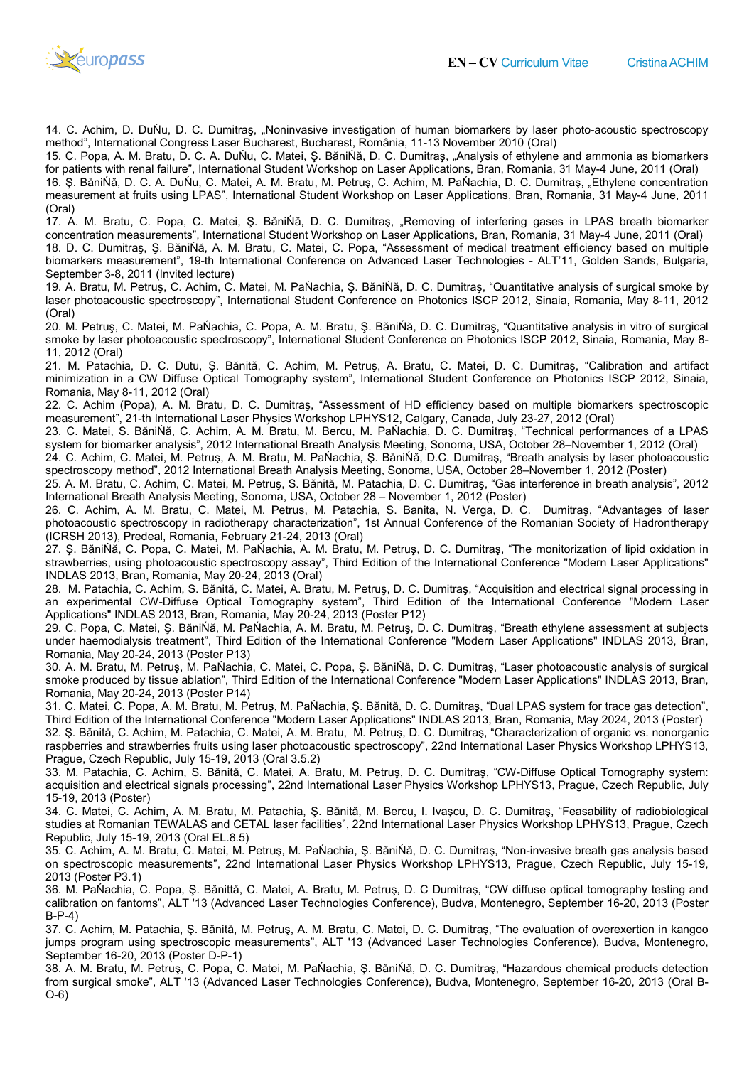14. C. Achim, D. DuŃu, D. C. Dumitraş, „Noninvasive investigation of human biomarkers by laser photo-acoustic spectroscopy method", International Congress Laser Bucharest, Bucharest, România, 11-13 November 2010 (Oral)

15. C. Popa, A. M. Bratu, D. C. A. DuŃu, C. Matei, Ş. BăniŃă, D. C. Dumitraş, „Analysis of ethylene and ammonia as biomarkers for patients with renal failure", International Student Workshop on Laser Applications, Bran, Romania, 31 May-4 June, 2011 (Oral)

16. Ş. BăniŃă, D. C. A. DuŃu, C. Matei, A. M. Bratu, M. Petruş, C. Achim, M. PaŃachia, D. C. Dumitraş, „Ethylene concentration measurement at fruits using LPAS", International Student Workshop on Laser Applications, Bran, Romania, 31 May-4 June, 2011 (Oral)

17. A. M. Bratu, C. Popa, C. Matei, Ş. BăniŃă, D. C. Dumitraş, „Removing of interfering gases in LPAS breath biomarker concentration measurements", International Student Workshop on Laser Applications, Bran, Romania, 31 May-4 June, 2011 (Oral)

18. D. C. Dumitraş, Ş. BăniŃă, A. M. Bratu, C. Matei, C. Popa, "Assessment of medical treatment efficiency based on multiple biomarkers measurement", 19-th International Conference on Advanced Laser Technologies - ALT'11, Golden Sands, Bulgaria, September 3-8, 2011 (Invited lecture)

19. A. Bratu, M. Petruş, C. Achim, C. Matei, M. PaŃachia, Ş. BăniŃă, D. C. Dumitraş, "Quantitative analysis of surgical smoke by laser photoacoustic spectroscopy", International Student Conference on Photonics ISCP 2012, Sinaia, Romania, May 8-11, 2012 (Oral)

20. M. Petruş, C. Matei, M. PaŃachia, C. Popa, A. M. Bratu, Ş. BăniŃă, D. C. Dumitraş, "Quantitative analysis in vitro of surgical smoke by laser photoacoustic spectroscopy", International Student Conference on Photonics ISCP 2012, Sinaia, Romania, May 8-11, 2012 (Oral)

21. M. Patachia, D. C. Dutu, Ş. Bănită, C. Achim, M. Petruş, A. Bratu, C. Matei, D. C. Dumitraş, "Calibration and artifact minimization in a CW Diffuse Optical Tomography system", International Student Conference on Photonics ISCP 2012, Sinaia, Romania, May 8-11, 2012 (Oral)

22. C. Achim (Popa), A. M. Bratu, D. C. Dumitraş, "Assessment of HD efficiency based on multiple biomarkers spectroscopic measurement", 21-th International Laser Physics Workshop LPHYS12, Calgary, Canada, July 23-27, 2012 (Oral)

23. C. Matei, S. BăniŃă, C. Achim, A. M. Bratu, M. Bercu, M. PaŃachia, D. C. Dumitraş, "Technical performances of a LPAS system for biomarker analysis", 2012 International Breath Analysis Meeting, Sonoma, USA, October 28–November 1, 2012 (Oral)

24. C. Achim, C. Matei, M. Petruş, A. M. Bratu, M. PaŃachia, Ş. BăniŃă, D.C. Dumitraş, "Breath analysis by laser photoacoustic spectroscopy method", 2012 International Breath Analysis Meeting, Sonoma, USA, October 28–November 1, 2012 (Poster)

25. A. M. Bratu, C. Achim, C. Matei, M. Petruş, S. Bănită, M. Patachia, D. C. Dumitraş, "Gas interference in breath analysis", 2012 International Breath Analysis Meeting, Sonoma, USA, October 28 – November 1, 2012 (Poster)

26. C. Achim, A. M. Bratu, C. Matei, M. Petrus, M. Patachia, S. Banita, N. Verga, D. C. Dumitraş, "Advantages of laser photoacoustic spectroscopy in radiotherapy characterization", 1st Annual Conference of the Romanian Society of Hadrontherapy (ICRSH 2013), Predeal, Romania, February 21-24, 2013 (Oral)

27. Ş. BăniŃă, C. Popa, C. Matei, M. PaŃachia, A. M. Bratu, M. Petruş, D. C. Dumitraş, "The monitorization of lipid oxidation in strawberries, using photoacoustic spectroscopy assay", Third Edition of the International Conference "Modern Laser Applications" INDLAS 2013, Bran, Romania, May 20-24, 2013 (Oral)

28. M. Patachia, C. Achim, S. Bănită, C. Matei, A. Bratu, M. Petruş, D. C. Dumitraş, "Acquisition and electrical signal processing in an experimental CW-Diffuse Optical Tomography system", Third Edition of the International Conference "Modern Laser Applications" INDLAS 2013, Bran, Romania, May 20-24, 2013 (Poster P12)

29. C. Popa, C. Matei, Ş. BăniŃă, M. PaŃachia, A. M. Bratu, M. Petruş, D. C. Dumitraş, "Breath ethylene assessment at subjects under haemodialysis treatment", Third Edition of the International Conference "Modern Laser Applications" INDLAS 2013, Bran, Romania, May 20-24, 2013 (Poster P13)

30. A. M. Bratu, M. Petruş, M. PaŃachia, C. Matei, C. Popa, Ş. BăniŃă, D. C. Dumitraş, "Laser photoacoustic analysis of surgical smoke produced by tissue ablation", Third Edition of the International Conference "Modern Laser Applications" INDLAS 2013, Bran, Romania, May 20-24, 2013 (Poster P14)

31. C. Matei, C. Popa, A. M. Bratu, M. Petruş, M. PaŃachia, Ş. Bănită, D. C. Dumitraş, "Dual LPAS system for trace gas detection", Third Edition of the International Conference "Modern Laser Applications" INDLAS 2013, Bran, Romania, May 2024, 2013 (Poster)

32. Ş. Bănită, C. Achim, M. Patachia, C. Matei, A. M. Bratu, M. Petruş, D. C. Dumitraş, "Characterization of organic vs. nonorganic raspberries and strawberries fruits using laser photoacoustic spectroscopy", 22nd International Laser Physics Workshop LPHYS13, Prague, Czech Republic, July 15-19, 2013 (Oral 3.5.2)

33. M. Patachia, C. Achim, S. Bănită, C. Matei, A. Bratu, M. Petruş, D. C. Dumitraş, "CW-Diffuse Optical Tomography system: acquisition and electrical signals processing", 22nd International Laser Physics Workshop LPHYS13, Prague, Czech Republic, July 15-19, 2013 (Poster)

34. C. Matei, C. Achim, A. M. Bratu, M. Patachia, Ş. Bănită, M. Bercu, I. Ivaşcu, D. C. Dumitraş, "Feasability of radiobiological studies at Romanian TEWALAS and CETAL laser facilities", 22nd International Laser Physics Workshop LPHYS13, Prague, Czech Republic, July 15-19, 2013 (Oral EL.8.5)

35. C. Achim, A. M. Bratu, C. Matei, M. Petruş, M. PaŃachia, Ş. BăniŃă, D. C. Dumitraş, "Non-invasive breath gas analysis based on spectroscopic measurements", 22nd International Laser Physics Workshop LPHYS13, Prague, Czech Republic, July 15-19, 2013 (Poster P3.1)

36. M. PaŃachia, C. Popa, Ş. Bănittă, C. Matei, A. Bratu, M. Petruş, D. C Dumitraş, "CW diffuse optical tomography testing and calibration on fantoms", ALT '13 (Advanced Laser Technologies Conference), Budva, Montenegro, September 16-20, 2013 (Poster B-P-4)

37. C. Achim, M. Patachia, Ş. Bănită, M. Petruş, A. M. Bratu, C. Matei, D. C. Dumitraş, "The evaluation of overexertion in kangoo jumps program using spectroscopic measurements", ALT '13 (Advanced Laser Technologies Conference), Budva, Montenegro, September 16-20, 2013 (Poster D-P-1)

38. A. M. Bratu, M. Petruş, C. Popa, C. Matei, M. PaŃachia, Ş. BăniŃă, D. C. Dumitraş, "Hazardous chemical products detection from surgical smoke", ALT '13 (Advanced Laser Technologies Conference), Budva, Montenegro, September 16-20, 2013 (Oral B-O-6)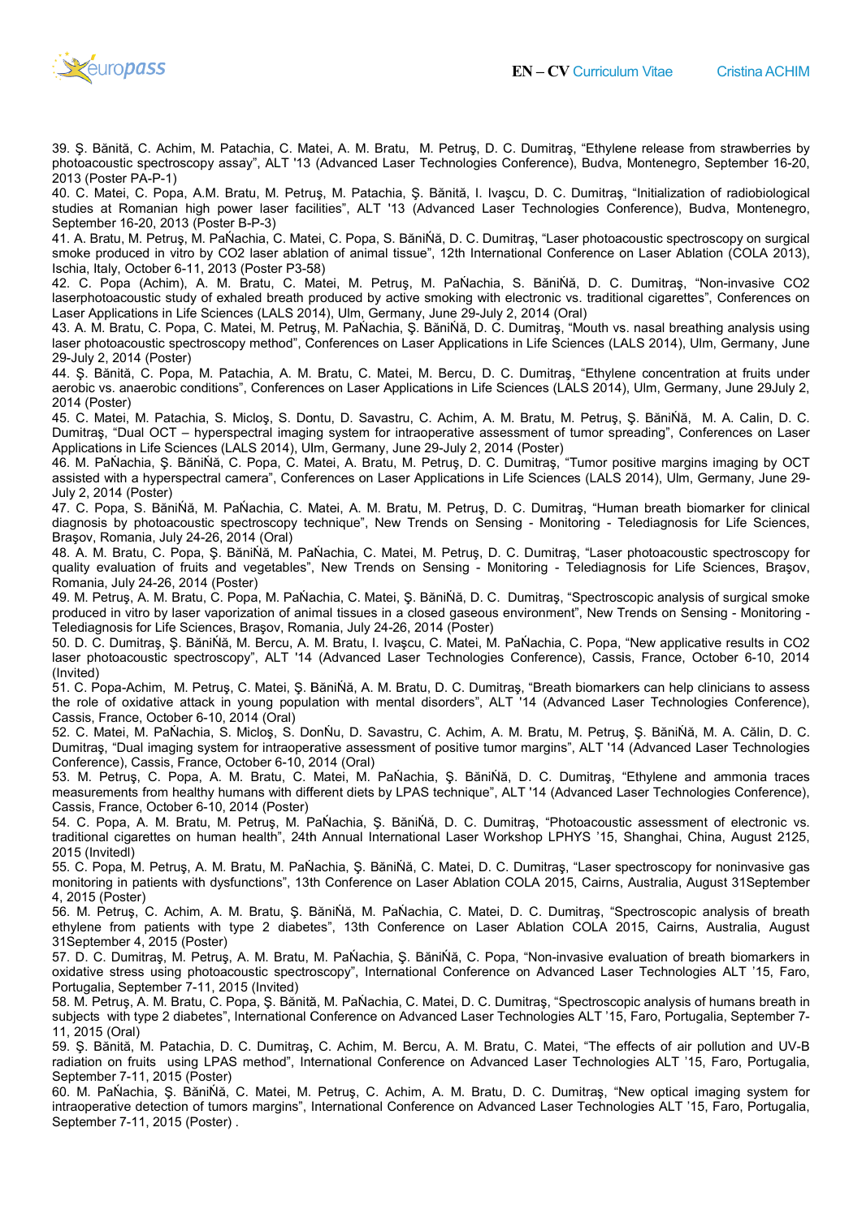39. Ş. Bănită, C. Achim, M. Patachia, C. Matei, A. M. Bratu, M. Petruş, D. C. Dumitraş, "Ethylene release from strawberries by photoacoustic spectroscopy assay", ALT '13 (Advanced Laser Technologies Conference), Budva, Montenegro, September 16-20, 2013 (Poster PA-P-1)

40. C. Matei, C. Popa, A.M. Bratu, M. Petruş, M. Patachia, Ş. Bănită, I. Ivaşcu, D. C. Dumitraş, "Initialization of radiobiological studies at Romanian high power laser facilities", ALT '13 (Advanced Laser Technologies Conference), Budva, Montenegro, September 16-20, 2013 (Poster B-P-3)

41. A. Bratu, M. Petruş, M. PaŃachia, C. Matei, C. Popa, S. BăniŃă, D. C. Dumitraş, "Laser photoacoustic spectroscopy on surgical smoke produced in vitro by CO2 laser ablation of animal tissue", 12th International Conference on Laser Ablation (COLA 2013), Ischia, Italy, October 6-11, 2013 (Poster P3-58)

42. C. Popa (Achim), A. M. Bratu, C. Matei, M. Petruş, M. PaŃachia, S. BăniŃă, D. C. Dumitraş, "Non-invasive CO2 laserphotoacoustic study of exhaled breath produced by active smoking with electronic vs. traditional cigarettes", Conferences on Laser Applications in Life Sciences (LALS 2014), Ulm, Germany, June 29-July 2, 2014 (Oral)

43. A. M. Bratu, C. Popa, C. Matei, M. Petruş, M. PaŃachia, Ş. BăniŃă, D. C. Dumitraş, "Mouth vs. nasal breathing analysis using laser photoacoustic spectroscopy method", Conferences on Laser Applications in Life Sciences (LALS 2014), Ulm, Germany, June 29-July 2, 2014 (Poster)

44. Ş. Bănită, C. Popa, M. Patachia, A. M. Bratu, C. Matei, M. Bercu, D. C. Dumitraş, "Ethylene concentration at fruits under aerobic vs. anaerobic conditions", Conferences on Laser Applications in Life Sciences (LALS 2014), Ulm, Germany, June 29July 2, 2014 (Poster)

45. C. Matei, M. Patachia, S. Micloş, S. Dontu, D. Savastru, C. Achim, A. M. Bratu, M. Petruş, Ş. BăniŃă, M. A. Calin, D. C. Dumitraş, "Dual OCT – hyperspectral imaging system for intraoperative assessment of tumor spreading", Conferences on Laser Applications in Life Sciences (LALS 2014), Ulm, Germany, June 29-July 2, 2014 (Poster)

46. M. PaŃachia, Ş. BăniŃă, C. Popa, C. Matei, A. Bratu, M. Petruş, D. C. Dumitraş, "Tumor positive margins imaging by OCT assisted with a hyperspectral camera", Conferences on Laser Applications in Life Sciences (LALS 2014), Ulm, Germany, June 29-July 2, 2014 (Poster)

47. C. Popa, S. BăniŃă, M. PaŃachia, C. Matei, A. M. Bratu, M. Petruş, D. C. Dumitraş, "Human breath biomarker for clinical diagnosis by photoacoustic spectroscopy technique", New Trends on Sensing - Monitoring - Telediagnosis for Life Sciences, Braşov, Romania, July 24-26, 2014 (Oral)

48. A. M. Bratu, C. Popa, Ş. BăniŃă, M. PaŃachia, C. Matei, M. Petruş, D. C. Dumitraş, "Laser photoacoustic spectroscopy for quality evaluation of fruits and vegetables", New Trends on Sensing - Monitoring - Telediagnosis for Life Sciences, Braşov, Romania, July 24-26, 2014 (Poster)

49. M. Petruş, A. M. Bratu, C. Popa, M. PaŃachia, C. Matei, Ş. BăniŃă, D. C. Dumitraş, "Spectroscopic analysis of surgical smoke produced in vitro by laser vaporization of animal tissues in a closed gaseous environment", New Trends on Sensing - Monitoring - Telediagnosis for Life Sciences, Braşov, Romania, July 24-26, 2014 (Poster)

50. D. C. Dumitraş, Ş. BăniŃă, M. Bercu, A. M. Bratu, I. Ivaşcu, C. Matei, M. PaŃachia, C. Popa, "New applicative results in CO2 laser photoacoustic spectroscopy", ALT '14 (Advanced Laser Technologies Conference), Cassis, France, October 6-10, 2014 (Invited)

51. C. Popa-Achim, M. Petruş, C. Matei, Ş. BăniŃă, A. M. Bratu, D. C. Dumitraş, "Breath biomarkers can help clinicians to assess the role of oxidative attack in young population with mental disorders", ALT '14 (Advanced Laser Technologies Conference), Cassis, France, October 6-10, 2014 (Oral)

52. C. Matei, M. PaŃachia, S. Micloş, S. DonŃu, D. Savastru, C. Achim, A. M. Bratu, M. Petruş, Ş. BăniŃă, M. A. Călin, D. C. Dumitraş, "Dual imaging system for intraoperative assessment of positive tumor margins", ALT '14 (Advanced Laser Technologies Conference), Cassis, France, October 6-10, 2014 (Oral)

53. M. Petruş, C. Popa, A. M. Bratu, C. Matei, M. PaŃachia, Ş. BăniŃă, D. C. Dumitraş, "Ethylene and ammonia traces measurements from healthy humans with different diets by LPAS technique", ALT '14 (Advanced Laser Technologies Conference), Cassis, France, October 6-10, 2014 (Poster)

54. C. Popa, A. M. Bratu, M. Petruş, M. PaŃachia, Ş. BăniŃă, D. C. Dumitraş, "Photoacoustic assessment of electronic vs. traditional cigarettes on human health", 24th Annual International Laser Workshop LPHYS '15, Shanghai, China, August 2125, 2015 (Invitedl)

55. C. Popa, M. Petruş, A. M. Bratu, M. PaŃachia, Ş. BăniŃă, C. Matei, D. C. Dumitraş, "Laser spectroscopy for noninvasive gas monitoring in patients with dysfunctions", 13th Conference on Laser Ablation COLA 2015, Cairns, Australia, August 31September 4, 2015 (Poster)

56. M. Petruş, C. Achim, A. M. Bratu, Ş. BăniŃă, M. PaŃachia, C. Matei, D. C. Dumitraş, "Spectroscopic analysis of breath ethylene from patients with type 2 diabetes", 13th Conference on Laser Ablation COLA 2015, Cairns, Australia, August 31September 4, 2015 (Poster)

57. D. C. Dumitraş, M. Petruş, A. M. Bratu, M. PaŃachia, Ş. BăniŃă, C. Popa, "Non-invasive evaluation of breath biomarkers in oxidative stress using photoacoustic spectroscopy", International Conference on Advanced Laser Technologies ALT '15, Faro, Portugalia, September 7-11, 2015 (Invited)

58. M. Petruş, A. M. Bratu, C. Popa, Ş. Bănită, M. PaŃachia, C. Matei, D. C. Dumitraş, "Spectroscopic analysis of humans breath in subjects with type 2 diabetes", International Conference on Advanced Laser Technologies ALT '15, Faro, Portugalia, September 7-11, 2015 (Oral)

59. Ş. Bănită, M. Patachia, D. C. Dumitraş, C. Achim, M. Bercu, A. M. Bratu, C. Matei, "The effects of air pollution and UV-B radiation on fruits using LPAS method", International Conference on Advanced Laser Technologies ALT '15, Faro, Portugalia, September 7-11, 2015 (Poster)

60. M. PaŃachia, Ş. BăniŃă, C. Matei, M. Petruş, C. Achim, A. M. Bratu, D. C. Dumitraş, "New optical imaging system for intraoperative detection of tumors margins", International Conference on Advanced Laser Technologies ALT '15, Faro, Portugalia, September 7-11, 2015 (Poster) .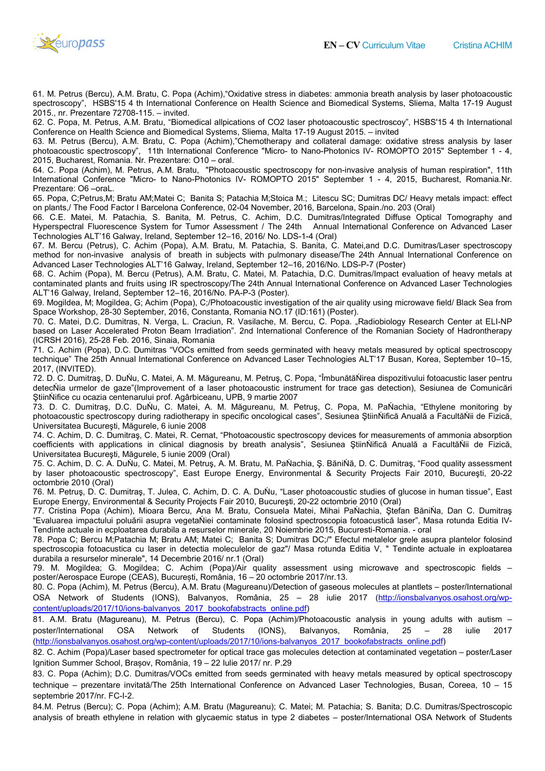61. M. Petrus (Bercu), A.M. Bratu, C. Popa (Achim),"Oxidative stress in diabetes: ammonia breath analysis by laser photoacoustic spectroscopy", HSBS'15 4 th International Conference on Health Science and Biomedical Systems, Sliema, Malta 17-19 August 2015., nr. Prezentare 72708-115. – invited.

62. C. Popa, M. Petrus, A.M. Bratu, "Biomedical allpications of CO2 laser photoacoustic spectroscoy", HSBS'15 4 th International Conference on Health Science and Biomedical Systems, Sliema, Malta 17-19 August 2015. – invited

63. M. Petrus (Bercu), A.M. Bratu, C. Popa (Achim),"Chemotherapy and collateral damage: oxidative stress analysis by laser photoacoustic spectroscopy", 11th International Conference "Micro- to Nano-Photonics IV- ROMOPTO 2015" September 1 - 4, 2015, Bucharest, Romania. Nr. Prezentare: O10 – oral.

64. C. Popa (Achim), M. Petrus, A.M. Bratu, "Photoacoustic spectroscopy for non-invasive analysis of human respiration", 11th International Conference "Micro- to Nano-Photonics IV- ROMOPTO 2015" September 1 - 4, 2015, Bucharest, Romania.Nr. Prezentare: O6 –oraL.

65. Popa, C;Petrus,M; Bratu AM;Matei C; Banita S; Patachia M;Stoica M.; Litescu SC; Dumitras DC/ Heavy metals impact: effect on plants,/ The Food Factor I Barcelona Conference, 02-04 November, 2016, Barcelona, Spain./no. 203 (Oral)

66. C.E. Matei, M. Patachia, S. Banita, M. Petrus, C. Achim, D.C. Dumitras/Integrated Diffuse Optical Tomography and Hyperspectral Fluorescence System for Tumor Assessment / The 24th Annual International Conference on Advanced Laser Technologies ALT'16 Galway, Ireland, September 12–16, 2016/ No. LDS-1-4 (Oral)

67. M. Bercu (Petrus), C. Achim (Popa), A.M. Bratu, M. Patachia, S. Banita, C. Matei,and D.C. Dumitras/Laser spectroscopy method for non-invasive analysis of breath in subjects with pulmonary disease/The 24th Annual International Conference on Advanced Laser Technologies ALT'16 Galway, Ireland, September 12–16, 2016/No. LDS-P-7 (Poster)

68. C. Achim (Popa), M. Bercu (Petrus), A.M. Bratu, C. Matei, M. Patachia, D.C. Dumitras/Impact evaluation of heavy metals at contaminated plants and fruits using IR spectroscopy/The 24th Annual International Conference on Advanced Laser Technologies ALT'16 Galway, Ireland, September 12–16, 2016/No. PA-P-3 (Poster).

69. Mogildea, M; Mogildea, G; Achim (Popa), C;/Photoacoustic investigation of the air quality using microwave field/ Black Sea from Space Workshop, 28-30 September, 2016, Constanta, Romania NO.17 (ID:161) (Poster).

70. C. Matei, D.C. Dumitras, N. Verga, L. Craciun, R. Vasilache, M. Bercu, C. Popa. „Radiobiology Research Center at ELI-NP based on Laser Accelerated Proton Beam Irradiation". 2nd International Conference of the Romanian Society of Hadrontherapy (ICRSH 2016), 25-28 Feb. 2016, Sinaia, Romania

71. C. Achim (Popa), D.C. Dumitras "VOCs emitted from seeds germinated with heavy metals measured by optical spectroscopy technique" The 25th Annual International Conference on Advanced Laser Technologies ALT'17 Busan, Korea, September 10–15, 2017, (INVITED).

72. D. C. Dumitraş, D. DuŃu, C. Matei, A. M. Măgureanu, M. Petruş, C. Popa, "ÎmbunătăŃirea dispozitivului fotoacustic laser pentru detecŃia urmelor de gaze"(Improvement of a laser photoacoustic instrument for trace gas detection), Sesiunea de Comunicări ŞtiinŃifice cu ocazia centenarului prof. Agârbiceanu, UPB, 9 martie 2007

73. D. C. Dumitraş, D.C. DuŃu, C. Matei, A. M. Măgureanu, M. Petruş, C. Popa, M. PaŃachia, "Ethylene monitoring by photoacoustic spectroscopy during radiotherapy in specific oncological cases", Sesiunea ŞtiinŃifică Anuală a FacultăŃii de Fizică, Universitatea Bucureşti, Măgurele, 6 iunie 2008

74. C. Achim, D. C. Dumitraş, C. Matei, R. Cernat, "Photoacoustic spectroscopy devices for measurements of ammonia absorption coefficients with applications in clinical diagnosis by breath analysis", Sesiunea ŞtiinŃifică Anuală a FacultăŃii de Fizică, Universitatea Bucureşti, Măgurele, 5 iunie 2009 (Oral)

75. C. Achim, D. C. A. DuŃu, C. Matei, M. Petruş, A. M. Bratu, M. PaŃachia, Ş. BăniŃă, D. C. Dumitraş, "Food quality assessment by laser photoacoustic spectroscopy", East Europe Energy, Environmental & Security Projects Fair 2010, Bucureşti, 20-22 octombrie 2010 (Oral)

76. M. Petruş, D. C. Dumitraş, T. Julea, C. Achim, D. C. A. DuŃu, "Laser photoacoustic studies of glucose in human tissue", East Europe Energy, Environmental & Security Projects Fair 2010, Bucureşti, 20-22 octombrie 2010 (Oral)

77. Cristina Popa (Achim), Mioara Bercu, Ana M. Bratu, Consuela Matei, Mihai PaŃachia, Ştefan BăniŃa, Dan C. Dumitraş "Evaluarea impactului poluării asupra vegetaŃiei contaminate folosind spectroscopia fotoacustică laser", Masa rotunda Editia IV-Tendinte actuale in ecploatarea durabila a resurselor minerale, 20 Noiembrie 2015, Bucuresti-Romania. - oral

78. Popa C; Bercu M;Patachia M; Bratu AM; Matei C; Banita S; Dumitras DC;/" Efectul metalelor grele asupra plantelor folosind spectroscopia fotoacustica cu laser in detectia moleculelor de gaz"/ Masa rotunda Editia V, " Tendinte actuale in exploatarea durabila a resurselor minerale", 14 Decembrie 2016/ nr.1 (Oral)

79. M. Mogildea; G. Mogildea; C. Achim (Popa)/Air quality assessment using microwave and spectroscopic fields – poster/Aerospace Europe (CEAS), București, România, 16 – 20 octombrie 2017/nr.13.

80. C. Popa (Achim), M. Petrus (Bercu), A.M. Bratu (Magureanu)/Detection of gaseous molecules at plantlets – poster/International OSA Network of Students (IONS), Balvanyos, România, 25 – 28 iulie 2017 (http://ionsbalvanyos.osahost.org/wp-content/uploads/2017/10/ions-balvanyos_2017_bookofabstracts_online.pdf)

81. A.M. Bratu (Magureanu), M. Petrus (Bercu), C. Popa (Achim)/Photoacoustic analysis in young adults with autism – poster/International OSA Network of Students (IONS), Balvanyos, România, 25 – 28 iulie 2017 (http://ionsbalvanyos.osahost.org/wp-content/uploads/2017/10/ions-balvanyos_2017_bookofabstracts_online.pdf)

82. C. Achim (Popa)/Laser based spectrometer for optical trace gas molecules detection at contaminated vegetation – poster/Laser Ignition Summer School, Brașov, România, 19 – 22 Iulie 2017/ nr. P.29

83. C. Popa (Achim); D.C. Dumitras/VOCs emitted from seeds germinated with heavy metals measured by optical spectroscopy technique – prezentare invitată/The 25th International Conference on Advanced Laser Technologies, Busan, Coreea, 10 – 15 septembrie 2017/nr. FC-I-2.

84.M. Petrus (Bercu); C. Popa (Achim); A.M. Bratu (Magureanu); C. Matei; M. Patachia; S. Banita; D.C. Dumitras/Spectroscopic analysis of breath ethylene in relation with glycaemic status in type 2 diabetes – poster/International OSA Network of Students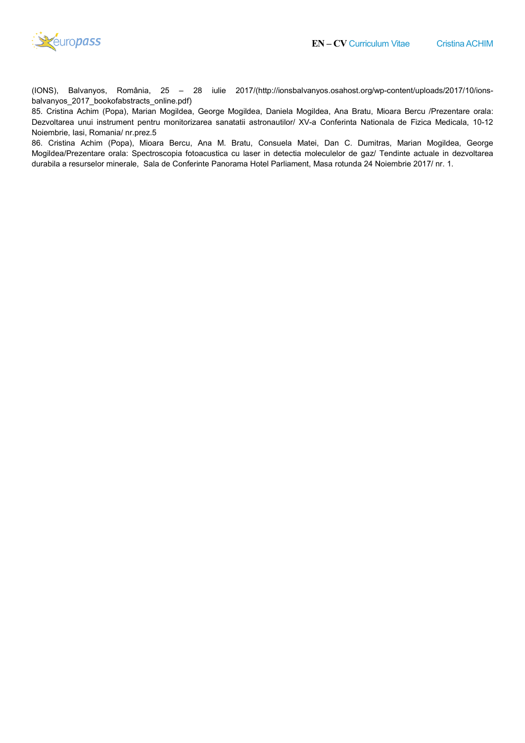(IONS), Balvanyos, România, 25 – 28 iulie 2017/(http://ionsbalvanyos.osahost.org/wp-content/uploads/2017/10/ions-balvanyos_2017_bookofabstracts_online.pdf)

85. Cristina Achim (Popa), Marian Mogildea, George Mogildea, Daniela Mogildea, Ana Bratu, Mioara Bercu /Prezentare orala: Dezvoltarea unui instrument pentru monitorizarea sanatatii astronautilor/ XV-a Conferinta Nationala de Fizica Medicala, 10-12 Noiembrie, Iasi, Romania/ nr.prez.5

86. Cristina Achim (Popa), Mioara Bercu, Ana M. Bratu, Consuela Matei, Dan C. Dumitras, Marian Mogildea, George Mogildea/Prezentare orala: Spectroscopia fotoacustica cu laser in detectia moleculelor de gaz/ Tendinte actuale in dezvoltarea durabila a resurselor minerale, Sala de Conferinte Panorama Hotel Parliament, Masa rotunda 24 Noiembrie 2017/ nr. 1.